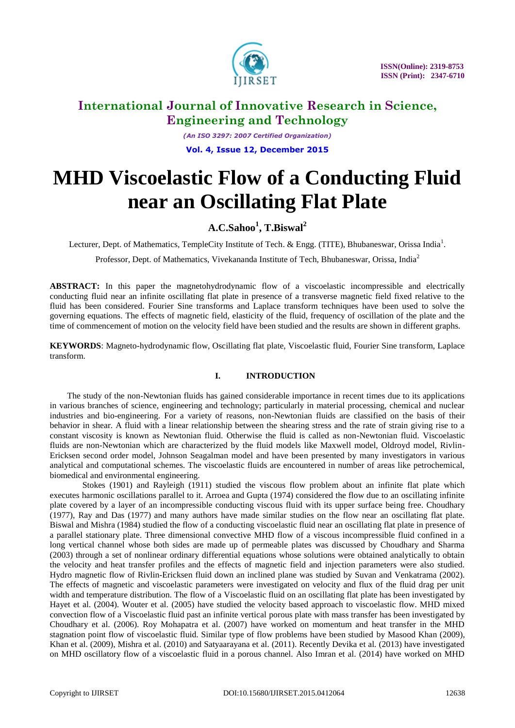# MHD Viscoelastic Flow of a Conducting Fluid near an Oscillating Flat Plate

**A.C.Sahoo[1], T.Biswal[2]**

Lecturer, Dept. of Mathematics, TempleCity Institute of Tech. & Engg. (TITE), Bhubaneswar, Orissa India[1].

Professor, Dept. of Mathematics, Vivekananda Institute of Tech, Bhubaneswar, Orissa, India[2]

**ABSTRACT:** In this paper the magnetohydrodynamic flow of a viscoelastic incompressible and electrically conducting fluid near an infinite oscillating flat plate in presence of a transverse magnetic field fixed relative to the fluid has been considered. Fourier Sine transforms and Laplace transform techniques have been used to solve the governing equations. The effects of magnetic field, elasticity of the fluid, frequency of oscillation of the plate and the time of commencement of motion on the velocity field have been studied and the results are shown in different graphs.

**KEYWORDS**: Magneto-hydrodynamic flow, Oscillating flat plate, Viscoelastic fluid, Fourier Sine transform, Laplace transform.

## I. INTRODUCTION

The study of the non-Newtonian fluids has gained considerable importance in recent times due to its applications in various branches of science, engineering and technology; particularly in material processing, chemical and nuclear industries and bio-engineering. For a variety of reasons, non-Newtonian fluids are classified on the basis of their behavior in shear. A fluid with a linear relationship between the shearing stress and the rate of strain giving rise to a constant viscosity is known as Newtonian fluid. Otherwise the fluid is called as non-Newtonian fluid. Viscoelastic fluids are non-Newtonian which are characterized by the fluid models like Maxwell model, Oldroyd model, Rivlin-Ericksen second order model, Johnson Seagalman model and have been presented by many investigators in various analytical and computational schemes. The viscoelastic fluids are encountered in number of areas like petrochemical, biomedical and environmental engineering.

Stokes (1901) and Rayleigh (1911) studied the viscous flow problem about an infinite flat plate which executes harmonic oscillations parallel to it. Arroea and Gupta (1974) considered the flow due to an oscillating infinite plate covered by a layer of an incompressible conducting viscous fluid with its upper surface being free. Choudhary (1977), Ray and Das (1977) and many authors have made similar studies on the flow near an oscillating flat plate. Biswal and Mishra (1984) studied the flow of a conducting viscoelastic fluid near an oscillating flat plate in presence of a parallel stationary plate. Three dimensional convective MHD flow of a viscous incompressible fluid confined in a long vertical channel whose both sides are made up of permeable plates was discussed by Choudhary and Sharma (2003) through a set of nonlinear ordinary differential equations whose solutions were obtained analytically to obtain the velocity and heat transfer profiles and the effects of magnetic field and injection parameters were also studied. Hydro magnetic flow of Rivlin-Ericksen fluid down an inclined plane was studied by Suvan and Venkatrama (2002). The effects of magnetic and viscoelastic parameters were investigated on velocity and flux of the fluid drag per unit width and temperature distribution. The flow of a Viscoelastic fluid on an oscillating flat plate has been investigated by Hayet et al. (2004). Wouter et al. (2005) have studied the velocity based approach to viscoelastic flow. MHD mixed convection flow of a Viscoelastic fluid past an infinite vertical porous plate with mass transfer has been investigated by Choudhary et al. (2006). Roy Mohapatra et al. (2007) have worked on momentum and heat transfer in the MHD stagnation point flow of viscoelastic fluid. Similar type of flow problems have been studied by Masood Khan (2009), Khan et al. (2009), Mishra et al. (2010) and Satyaarayana et al. (2011). Recently Devika et al. (2013) have investigated on MHD oscillatory flow of a viscoelastic fluid in a porous channel. Also Imran et al. (2014) have worked on MHD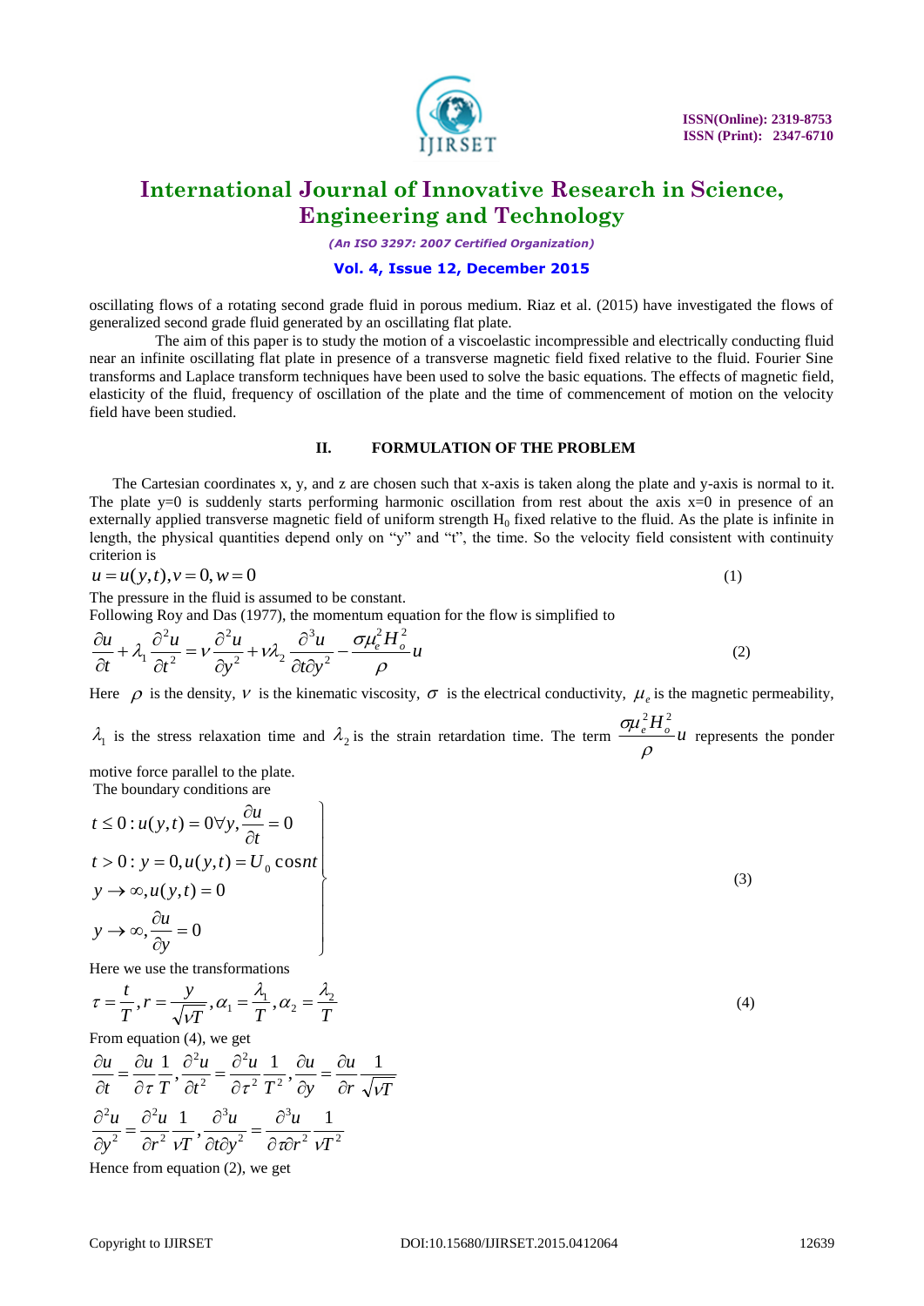oscillating flows of a rotating second grade fluid in porous medium. Riaz et al. (2015) have investigated the flows of generalized second grade fluid generated by an oscillating flat plate.

The aim of this paper is to study the motion of a viscoelastic incompressible and electrically conducting fluid near an infinite oscillating flat plate in presence of a transverse magnetic field fixed relative to the fluid. Fourier Sine transforms and Laplace transform techniques have been used to solve the basic equations. The effects of magnetic field, elasticity of the fluid, frequency of oscillation of the plate and the time of commencement of motion on the velocity field have been studied.

## II. FORMULATION OF THE PROBLEM

The Cartesian coordinates x, y, and z are chosen such that x-axis is taken along the plate and y-axis is normal to it. The plate y=0 is suddenly starts performing harmonic oscillation from rest about the axis x=0 in presence of an externally applied transverse magnetic field of uniform strength $H_0$ fixed relative to the fluid. As the plate is infinite in length, the physical quantities depend only on "y" and "t", the time. So the velocity field consistent with continuity criterion is

$$u = u(y,t), v = 0, w = 0 \tag{1}$$

The pressure in the fluid is assumed to be constant.

Following Roy and Das (1977), the momentum equation for the flow is simplified to

$$\frac{\partial u}{\partial t} + \lambda_1 \frac{\partial^2 u}{\partial t^2} = \nu \frac{\partial^2 u}{\partial y^2} + \nu \lambda_2 \frac{\partial^3 u}{\partial t \partial y^2} - \frac{\sigma \mu_e^2 H_o^2}{\rho} u \tag{2}$$

Here $\rho$ is the density, $\nu$ is the kinematic viscosity, $\sigma$ is the electrical conductivity, $\mu_e$ is the magnetic permeability, $\lambda_1$ is the stress relaxation time and $\lambda_2$ is the strain retardation time. The term $\frac{\sigma \mu_e^2 H_o^2}{\rho} u$ represents the ponder motive force parallel to the plate.

The boundary conditions are

$$\left.\begin{aligned}
& t \le 0 : u(y,t) = 0 \forall y, \frac{\partial u}{\partial t} = 0 \\
& t > 0 : y = 0, u(y,t) = U_0 \cos nt \\
& y \to \infty, u(y,t) = 0 \\
& y \to \infty, \frac{\partial u}{\partial y} = 0
\end{aligned}\right\} \tag{3}$$

Here we use the transformations

$$\tau = \frac{t}{T}, r = \frac{y}{\sqrt{\nu T}}, \alpha_1 = \frac{\lambda_1}{T}, \alpha_2 = \frac{\lambda_2}{T} \tag{4}$$

From equation (4), we get

$$\frac{\partial u}{\partial t} = \frac{\partial u}{\partial \tau}\frac{1}{T}, \frac{\partial^2 u}{\partial t^2} = \frac{\partial^2 u}{\partial \tau^2}\frac{1}{T^2}, \frac{\partial u}{\partial y} = \frac{\partial u}{\partial r}\frac{1}{\sqrt{\nu T}}$$

$$\frac{\partial^2 u}{\partial y^2} = \frac{\partial^2 u}{\partial r^2}\frac{1}{\nu T}, \frac{\partial^3 u}{\partial t \partial y^2} = \frac{\partial^3 u}{\partial \tau \partial r^2}\frac{1}{\nu T^2}$$

Hence from equation (2), we get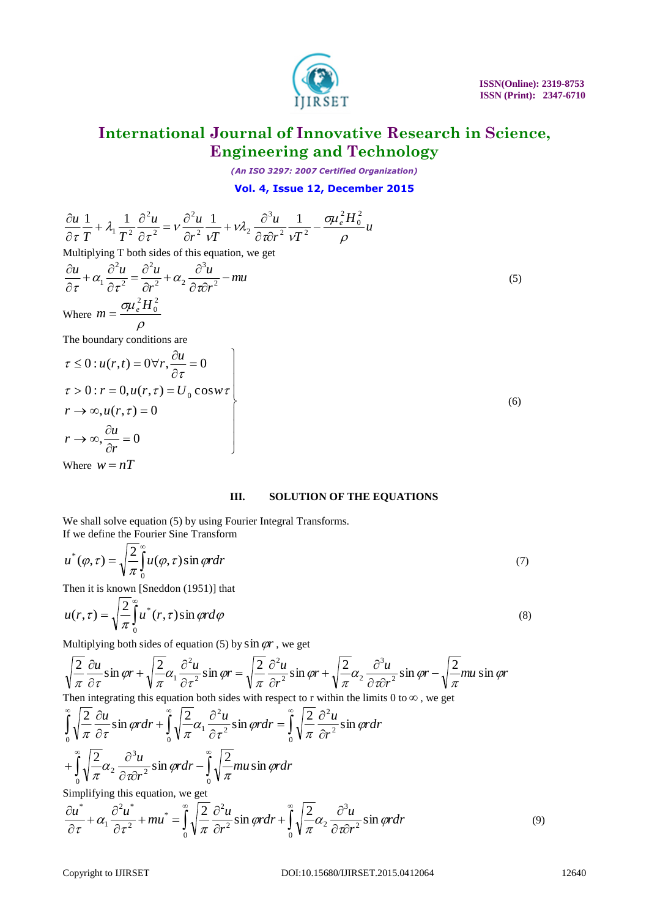$$\frac{\partial u}{\partial \tau}\frac{1}{T}+\lambda_1\frac{1}{T^2}\frac{\partial^2 u}{\partial \tau^2}=\nu\frac{\partial^2 u}{\partial r^2}\frac{1}{\nu T}+\nu\lambda_2\frac{\partial^3 u}{\partial \tau \partial r^2}\frac{1}{\nu T^2}-\frac{\sigma\mu_e^2 H_0^2}{\rho}u$$

Multiplying T both sides of this equation, we get

$$\frac{\partial u}{\partial \tau}+\alpha_1\frac{\partial^2 u}{\partial \tau^2}=\frac{\partial^2 u}{\partial r^2}+\alpha_2\frac{\partial^3 u}{\partial \tau \partial r^2}-mu \tag{5}$$

Where $m=\dfrac{\sigma\mu_e^2 H_0^2}{\rho}$

The boundary conditions are

$$\left.\begin{array}{l}\tau\le 0: u(r,t)=0\,\forall r, \dfrac{\partial u}{\partial \tau}=0\\ \tau>0: r=0, u(r,\tau)=U_0\cos w\tau\\ r\to\infty, u(r,\tau)=0\\ r\to\infty, \dfrac{\partial u}{\partial r}=0\end{array}\right\} \tag{6}$$

Where $w=nT$

## III. SOLUTION OF THE EQUATIONS

We shall solve equation (5) by using Fourier Integral Transforms.
If we define the Fourier Sine Transform

$$u^*(\varphi,\tau)=\sqrt{\frac{2}{\pi}}\int_0^\infty u(\varphi,\tau)\sin\varphi r\,dr \tag{7}$$

Then it is known [Sneddon (1951)] that

$$u(r,\tau)=\sqrt{\frac{2}{\pi}}\int_0^\infty u^*(r,\tau)\sin\varphi r\,d\varphi \tag{8}$$

Multiplying both sides of equation (5) by $\sin\varphi r$, we get

$$\sqrt{\frac{2}{\pi}}\frac{\partial u}{\partial \tau}\sin\varphi r+\sqrt{\frac{2}{\pi}}\alpha_1\frac{\partial^2 u}{\partial \tau^2}\sin\varphi r=\sqrt{\frac{2}{\pi}}\frac{\partial^2 u}{\partial r^2}\sin\varphi r+\sqrt{\frac{2}{\pi}}\alpha_2\frac{\partial^3 u}{\partial \tau \partial r^2}\sin\varphi r-\sqrt{\frac{2}{\pi}}mu\sin\varphi r$$

Then integrating this equation both sides with respect to r within the limits 0 to $\infty$, we get

$$\int_0^\infty\sqrt{\frac{2}{\pi}}\frac{\partial u}{\partial \tau}\sin\varphi r\,dr+\int_0^\infty\sqrt{\frac{2}{\pi}}\alpha_1\frac{\partial^2 u}{\partial \tau^2}\sin\varphi r\,dr=\int_0^\infty\sqrt{\frac{2}{\pi}}\frac{\partial^2 u}{\partial r^2}\sin\varphi r\,dr$$
$$+\int_0^\infty\sqrt{\frac{2}{\pi}}\alpha_2\frac{\partial^3 u}{\partial \tau \partial r^2}\sin\varphi r\,dr-\int_0^\infty\sqrt{\frac{2}{\pi}}mu\sin\varphi r\,dr$$

Simplifying this equation, we get

$$\frac{\partial u^*}{\partial \tau}+\alpha_1\frac{\partial^2 u^*}{\partial \tau^2}+mu^*=\int_0^\infty\sqrt{\frac{2}{\pi}}\frac{\partial^2 u}{\partial r^2}\sin\varphi r\,dr+\int_0^\infty\sqrt{\frac{2}{\pi}}\alpha_2\frac{\partial^3 u}{\partial \tau \partial r^2}\sin\varphi r\,dr \tag{9}$$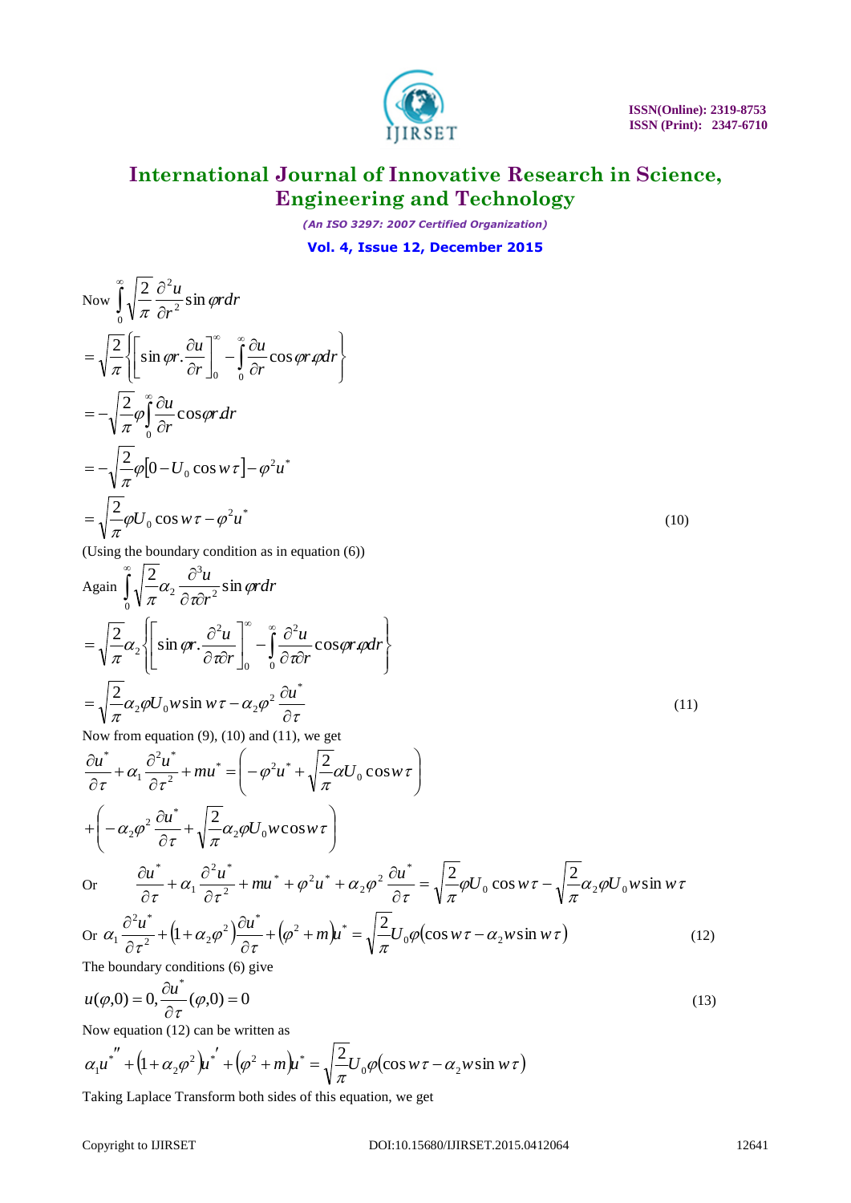Now $\int_0^\infty \sqrt{\frac{2}{\pi}} \frac{\partial^2 u}{\partial r^2} \sin \varphi r dr$

$$= \sqrt{\frac{2}{\pi}} \left\{ \left[ \sin \varphi r . \frac{\partial u}{\partial r} \right]_0^\infty - \int_0^\infty \frac{\partial u}{\partial r} \cos \varphi r . \varphi dr \right\}$$

$$= -\sqrt{\frac{2}{\pi}} \varphi \int_0^\infty \frac{\partial u}{\partial r} \cos \varphi r . dr$$

$$= -\sqrt{\frac{2}{\pi}} \varphi \left[ 0 - U_0 \cos w\tau \right] - \varphi^2 u^*$$

$$= \sqrt{\frac{2}{\pi}} \varphi U_0 \cos w\tau - \varphi^2 u^* \tag{10}$$

(Using the boundary condition as in equation (6))

Again $\int_0^\infty \sqrt{\frac{2}{\pi}} \alpha_2 \frac{\partial^3 u}{\partial \tau \partial r^2} \sin \varphi r dr$

$$= \sqrt{\frac{2}{\pi}} \alpha_2 \left\{ \left[ \sin \varphi r . \frac{\partial^2 u}{\partial \tau \partial r} \right]_0^\infty - \int_0^\infty \frac{\partial^2 u}{\partial \tau \partial r} \cos \varphi r . \varphi dr \right\}$$

$$= \sqrt{\frac{2}{\pi}} \alpha_2 \varphi U_0 w \sin w\tau - \alpha_2 \varphi^2 \frac{\partial u^*}{\partial \tau} \tag{11}$$

Now from equation (9), (10) and (11), we get

$$\frac{\partial u^*}{\partial \tau} + \alpha_1 \frac{\partial^2 u^*}{\partial \tau^2} + m u^* = \left( -\varphi^2 u^* + \sqrt{\frac{2}{\pi}} \alpha U_0 \cos w\tau \right)$$

$$+ \left( -\alpha_2 \varphi^2 \frac{\partial u^*}{\partial \tau} + \sqrt{\frac{2}{\pi}} \alpha_2 \varphi U_0 w \cos w\tau \right)$$

Or $$\frac{\partial u^*}{\partial \tau} + \alpha_1 \frac{\partial^2 u^*}{\partial \tau^2} + m u^* + \varphi^2 u^* + \alpha_2 \varphi^2 \frac{\partial u^*}{\partial \tau} = \sqrt{\frac{2}{\pi}} \varphi U_0 \cos w\tau - \sqrt{\frac{2}{\pi}} \alpha_2 \varphi U_0 w \sin w\tau$$

Or $$\alpha_1 \frac{\partial^2 u^*}{\partial \tau^2} + \left( 1 + \alpha_2 \varphi^2 \right) \frac{\partial u^*}{\partial \tau} + \left( \varphi^2 + m \right) u^* = \sqrt{\frac{2}{\pi}} U_0 \varphi \left( \cos w\tau - \alpha_2 w \sin w\tau \right) \tag{12}$$

The boundary conditions (6) give

$$u(\varphi, 0) = 0, \frac{\partial u^*}{\partial \tau}(\varphi, 0) = 0 \tag{13}$$

Now equation (12) can be written as

$$\alpha_1 u^{*''} + \left( 1 + \alpha_2 \varphi^2 \right) u^{*'} + \left( \varphi^2 + m \right) u^* = \sqrt{\frac{2}{\pi}} U_0 \varphi \left( \cos w\tau - \alpha_2 w \sin w\tau \right)$$

Taking Laplace Transform both sides of this equation, we get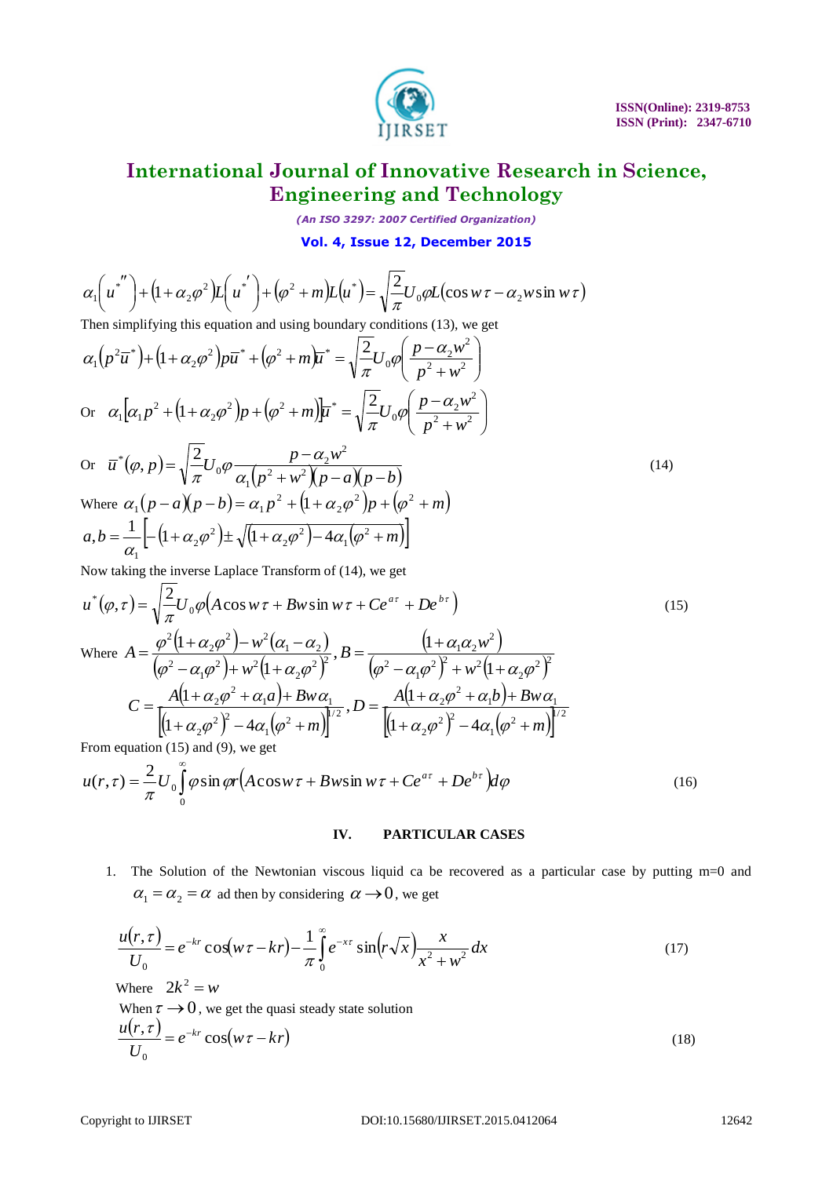$$\alpha_1\left(u^{*''}\right)+\left(1+\alpha_2\varphi^2\right)L\left(u^{*'}\right)+\left(\varphi^2+m\right)L\left(u^*\right)=\sqrt{\frac{2}{\pi}}U_0\varphi L\left(\cos w\tau-\alpha_2 w\sin w\tau\right)$$

Then simplifying this equation and using boundary conditions (13), we get

$$\alpha_1\left(p^2\bar{u}^*\right)+\left(1+\alpha_2\varphi^2\right)p\bar{u}^*+\left(\varphi^2+m\right)\bar{u}^*=\sqrt{\frac{2}{\pi}}U_0\varphi\left(\frac{p-\alpha_2 w^2}{p^2+w^2}\right)$$

Or $\alpha_1\left[\alpha_1 p^2+\left(1+\alpha_2\varphi^2\right)p+\left(\varphi^2+m\right)\right]\bar{u}^*=\sqrt{\frac{2}{\pi}}U_0\varphi\left(\frac{p-\alpha_2 w^2}{p^2+w^2}\right)$

Or $$\bar{u}^*(\varphi,p)=\sqrt{\frac{2}{\pi}}U_0\varphi\frac{p-\alpha_2 w^2}{\alpha_1\left(p^2+w^2\right)(p-a)(p-b)} \tag{14}$$

Where $\alpha_1(p-a)(p-b)=\alpha_1 p^2+\left(1+\alpha_2\varphi^2\right)p+\left(\varphi^2+m\right)$

$$a,b=\frac{1}{\alpha_1}\left[-\left(1+\alpha_2\varphi^2\right)\pm\sqrt{\left(1+\alpha_2\varphi^2\right)-4\alpha_1\left(\varphi^2+m\right)}\right]$$

Now taking the inverse Laplace Transform of (14), we get

$$u^*(\varphi,\tau)=\sqrt{\frac{2}{\pi}}U_0\varphi\left(A\cos w\tau+Bw\sin w\tau+Ce^{a\tau}+De^{b\tau}\right) \tag{15}$$

Where $A=\dfrac{\varphi^2\left(1+\alpha_2\varphi^2\right)-w^2\left(\alpha_1-\alpha_2\right)}{\left(\varphi^2-\alpha_1\varphi^2\right)+w^2\left(1+\alpha_2\varphi^2\right)^2}, B=\dfrac{\left(1+\alpha_1\alpha_2 w^2\right)}{\left(\varphi^2-\alpha_1\varphi^2\right)^2+w^2\left(1+\alpha_2\varphi^2\right)^2}$

$$C=\frac{A\left(1+\alpha_2\varphi^2+\alpha_1 a\right)+Bw\alpha_1}{\left[\left(1+\alpha_2\varphi^2\right)^2-4\alpha_1\left(\varphi^2+m\right)\right]^{1/2}}, D=\frac{A\left(1+\alpha_2\varphi^2+\alpha_1 b\right)+Bw\alpha_1}{\left[\left(1+\alpha_2\varphi^2\right)^2-4\alpha_1\left(\varphi^2+m\right)\right]^{1/2}}$$

From equation (15) and (9), we get

$$u(r,\tau)=\frac{2}{\pi}U_0\int_0^\infty \varphi\sin\varphi r\left(A\cos w\tau+Bw\sin w\tau+Ce^{a\tau}+De^{b\tau}\right)d\varphi \tag{16}$$

## IV. PARTICULAR CASES

1. The Solution of the Newtonian viscous liquid ca be recovered as a particular case by putting m=0 and $\alpha_1=\alpha_2=\alpha$ ad then by considering $\alpha\to 0$, we get

$$\frac{u(r,\tau)}{U_0}=e^{-kr}\cos(w\tau-kr)-\frac{1}{\pi}\int_0^\infty e^{-x\tau}\sin\left(r\sqrt{x}\right)\frac{x}{x^2+w^2}dx \tag{17}$$

Where $2k^2=w$

When $\tau\to 0$, we get the quasi steady state solution

$$\frac{u(r,\tau)}{U_0}=e^{-kr}\cos(w\tau-kr) \tag{18}$$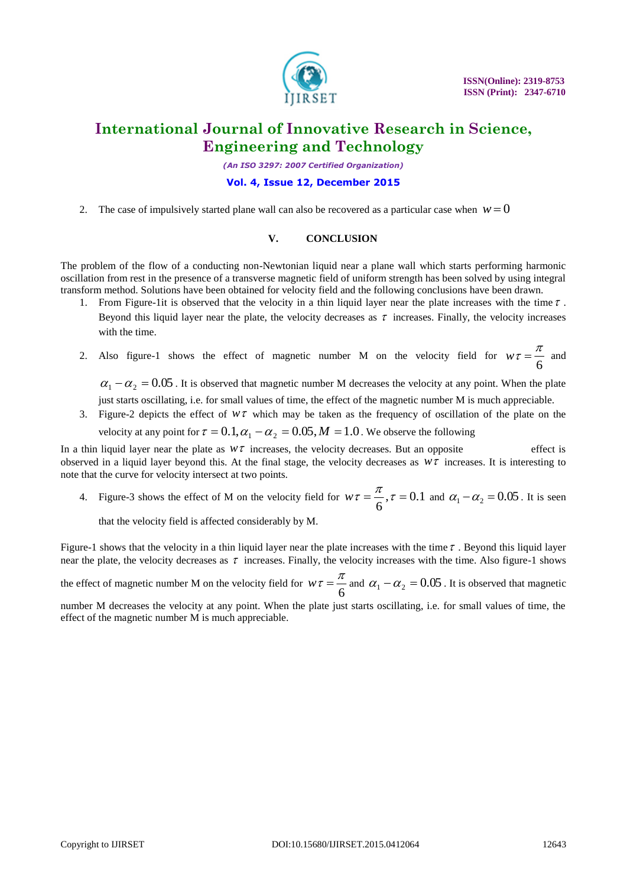2. The case of impulsively started plane wall can also be recovered as a particular case when $w = 0$

## V. CONCLUSION

The problem of the flow of a conducting non-Newtonian liquid near a plane wall which starts performing harmonic oscillation from rest in the presence of a transverse magnetic field of uniform strength has been solved by using integral transform method. Solutions have been obtained for velocity field and the following conclusions have been drawn.

1. From Figure-1it is observed that the velocity in a thin liquid layer near the plate increases with the time $\tau$. Beyond this liquid layer near the plate, the velocity decreases as $\tau$ increases. Finally, the velocity increases with the time.
2. Also figure-1 shows the effect of magnetic number M on the velocity field for $w\tau = \frac{\pi}{6}$ and $\alpha_1 - \alpha_2 = 0.05$. It is observed that magnetic number M decreases the velocity at any point. When the plate just starts oscillating, i.e. for small values of time, the effect of the magnetic number M is much appreciable.
3. Figure-2 depicts the effect of $w\tau$ which may be taken as the frequency of oscillation of the plate on the velocity at any point for $\tau = 0.1, \alpha_1 - \alpha_2 = 0.05, M = 1.0$. We observe the following

In a thin liquid layer near the plate as $w\tau$ increases, the velocity decreases. But an opposite effect is observed in a liquid layer beyond this. At the final stage, the velocity decreases as $w\tau$ increases. It is interesting to note that the curve for velocity intersect at two points.

4. Figure-3 shows the effect of M on the velocity field for $w\tau = \frac{\pi}{6}, \tau = 0.1$ and $\alpha_1 - \alpha_2 = 0.05$. It is seen that the velocity field is affected considerably by M.

Figure-1 shows that the velocity in a thin liquid layer near the plate increases with the time $\tau$. Beyond this liquid layer near the plate, the velocity decreases as $\tau$ increases. Finally, the velocity increases with the time. Also figure-1 shows the effect of magnetic number M on the velocity field for $w\tau = \frac{\pi}{6}$ and $\alpha_1 - \alpha_2 = 0.05$. It is observed that magnetic number M decreases the velocity at any point. When the plate just starts oscillating, i.e. for small values of time, the effect of the magnetic number M is much appreciable.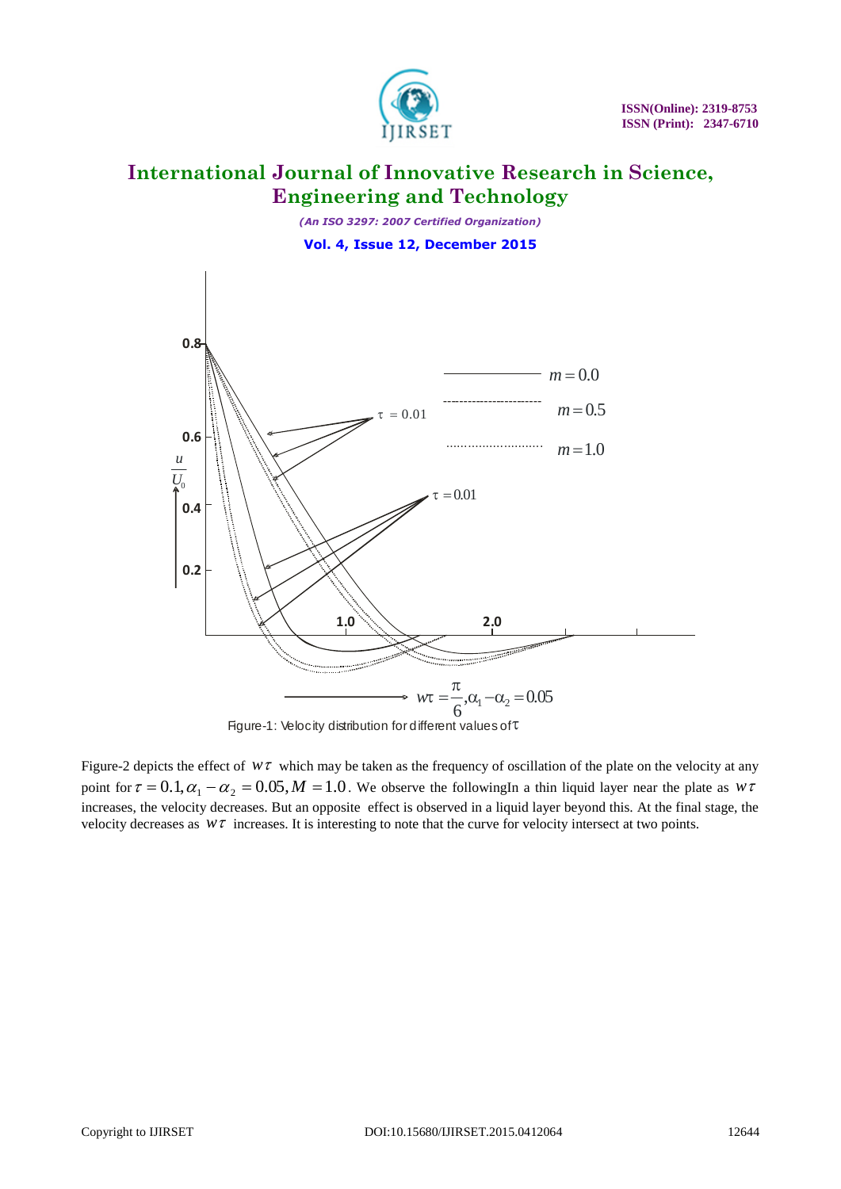Figure-1: Velocity distribution for different values of $\tau$

Figure-2 depicts the effect of $w\tau$ which may be taken as the frequency of oscillation of the plate on the velocity at any point for $\tau = 0.1, \alpha_1 - \alpha_2 = 0.05, M = 1.0$. We observe the followingIn a thin liquid layer near the plate as $w\tau$ increases, the velocity decreases. But an opposite effect is observed in a liquid layer beyond this. At the final stage, the velocity decreases as $w\tau$ increases. It is interesting to note that the curve for velocity intersect at two points.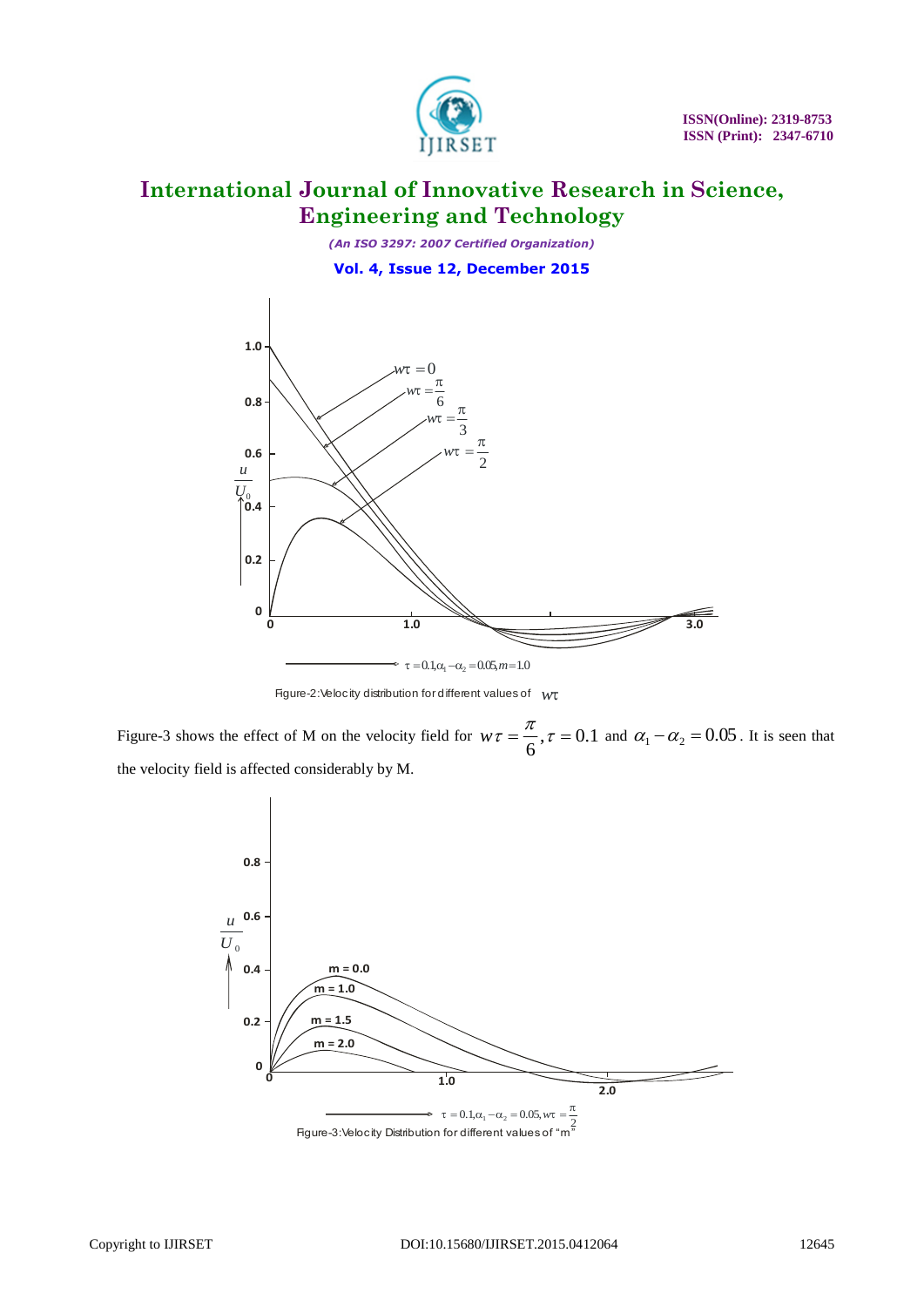Figure-2: Velocity distribution for different values of $w\tau$

Figure-3 shows the effect of M on the velocity field for $w\tau = \frac{\pi}{6}, \tau = 0.1$ and $\alpha_1 - \alpha_2 = 0.05$. It is seen that the velocity field is affected considerably by M.

Figure-3: Velocity Distribution for different values of "m"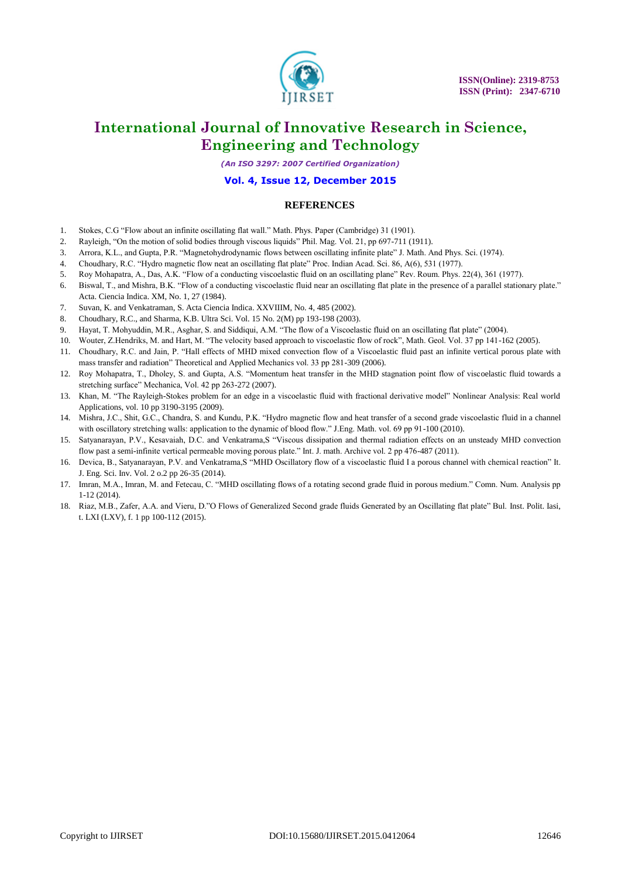## REFERENCES

1. Stokes, C.G "Flow about an infinite oscillating flat wall." Math. Phys. Paper (Cambridge) 31 (1901).
2. Rayleigh, "On the motion of solid bodies through viscous liquids" Phil. Mag. Vol. 21, pp 697-711 (1911).
3. Arrora, K.L., and Gupta, P.R. "Magnetohydrodynamic flows between oscillating infinite plate" J. Math. And Phys. Sci. (1974).
4. Choudhary, R.C. "Hydro magnetic flow neat an oscillating flat plate" Proc. Indian Acad. Sci. 86, A(6), 531 (1977).
5. Roy Mohapatra, A., Das, A.K. "Flow of a conducting viscoelastic fluid on an oscillating plane" Rev. Roum. Phys. 22(4), 361 (1977).
6. Biswal, T., and Mishra, B.K. "Flow of a conducting viscoelastic fluid near an oscillating flat plate in the presence of a parallel stationary plate." Acta. Ciencia Indica. XM, No. 1, 27 (1984).
7. Suvan, K. and Venkatraman, S. Acta Ciencia Indica. XXVIIIM, No. 4, 485 (2002).
8. Choudhary, R.C., and Sharma, K.B. Ultra Sci. Vol. 15 No. 2(M) pp 193-198 (2003).
9. Hayat, T. Mohyuddin, M.R., Asghar, S. and Siddiqui, A.M. "The flow of a Viscoelastic fluid on an oscillating flat plate" (2004).
10. Wouter, Z.Hendriks, M. and Hart, M. "The velocity based approach to viscoelastic flow of rock", Math. Geol. Vol. 37 pp 141-162 (2005).
11. Choudhary, R.C. and Jain, P. "Hall effects of MHD mixed convection flow of a Viscoelastic fluid past an infinite vertical porous plate with mass transfer and radiation" Theoretical and Applied Mechanics vol. 33 pp 281-309 (2006).
12. Roy Mohapatra, T., Dholey, S. and Gupta, A.S. "Momentum heat transfer in the MHD stagnation point flow of viscoelastic fluid towards a stretching surface" Mechanica, Vol. 42 pp 263-272 (2007).
13. Khan, M. "The Rayleigh-Stokes problem for an edge in a viscoelastic fluid with fractional derivative model" Nonlinear Analysis: Real world Applications, vol. 10 pp 3190-3195 (2009).
14. Mishra, J.C., Shit, G.C., Chandra, S. and Kundu, P.K. "Hydro magnetic flow and heat transfer of a second grade viscoelastic fluid in a channel with oscillatory stretching walls: application to the dynamic of blood flow." J.Eng. Math. vol. 69 pp 91-100 (2010).
15. Satyanarayan, P.V., Kesavaiah, D.C. and Venkatrama,S "Viscous dissipation and thermal radiation effects on an unsteady MHD convection flow past a semi-infinite vertical permeable moving porous plate." Int. J. math. Archive vol. 2 pp 476-487 (2011).
16. Devica, B., Satyanarayan, P.V. and Venkatrama,S "MHD Oscillatory flow of a viscoelastic fluid I a porous channel with chemical reaction" It. J. Eng. Sci. Inv. Vol. 2 o.2 pp 26-35 (2014).
17. Imran, M.A., Imran, M. and Fetecau, C. "MHD oscillating flows of a rotating second grade fluid in porous medium." Comn. Num. Analysis pp 1-12 (2014).
18. Riaz, M.B., Zafer, A.A. and Vieru, D."O Flows of Generalized Second grade fluids Generated by an Oscillating flat plate" Bul. Inst. Polit. Iasi, t. LXI (LXV), f. 1 pp 100-112 (2015).